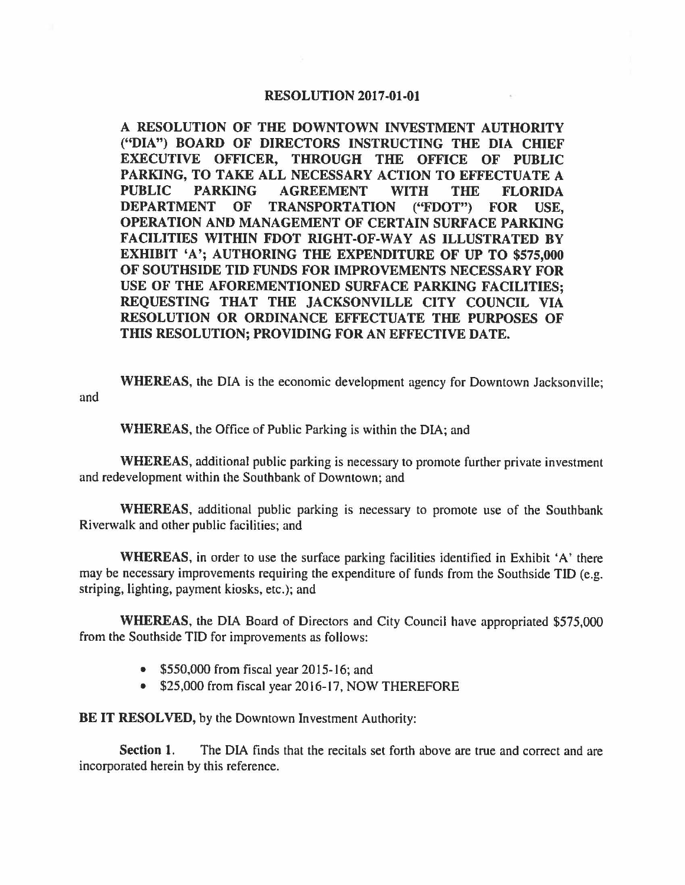# RESOLUTION 2017-01-01

**A RESOLUTION OF THE DOWNTOWN INVESTMENT AUTHORITY ("DIA") BOARD OF DIRECTORS INSTRUCTING THE DIA CHIEF EXECUTIVE OFFICER, THROUGH THE OFFICE OF PUBLIC PARKING, TO TAKE ALL NECESSARY ACTION TO EFFECTUATE A PUBLIC PARKING AGREEMENT WITH THE FLORIDA DEPARTMENT OF TRANSPORTATION ("FDOT") FOR USE, OPERATION AND MANAGEMENT OF CERTAIN SURFACE PARKING FACILITIES WITHIN FDOT RIGHT-OF-WAY AS ILLUSTRATED BY EXHIBIT 'A'; AUTHORING THE EXPENDITURE OF UP TO $575,000 OF SOUTHSIDE TID FUNDS FOR IMPROVEMENTS NECESSARY FOR USE OF THE AFOREMENTIONED SURFACE PARKING FACILITIES; REQUESTING THAT THE JACKSONVILLE CITY COUNCIL VIA RESOLUTION OR ORDINANCE EFFECTUATE THE PURPOSES OF THIS RESOLUTION; PROVIDING FOR AN EFFECTIVE DATE.**

**WHEREAS**, the DIA is the economic development agency for Downtown Jacksonville; and

**WHEREAS**, the Office of Public Parking is within the DIA; and

**WHEREAS**, additional public parking is necessary to promote further private investment and redevelopment within the Southbank of Downtown; and

**WHEREAS**, additional public parking is necessary to promote use of the Southbank Riverwalk and other public facilities; and

**WHEREAS**, in order to use the surface parking facilities identified in Exhibit 'A' there may be necessary improvements requiring the expenditure of funds from the Southside TID (e.g. striping, lighting, payment kiosks, etc.); and

**WHEREAS**, the DIA Board of Directors and City Council have appropriated $575,000 from the Southside TID for improvements as follows:

- $550,000 from fiscal year 2015-16; and
- $25,000 from fiscal year 2016-17, NOW THEREFORE

**BE IT RESOLVED**, by the Downtown Investment Authority:

**Section 1.** The DIA finds that the recitals set forth above are true and correct and are incorporated herein by this reference.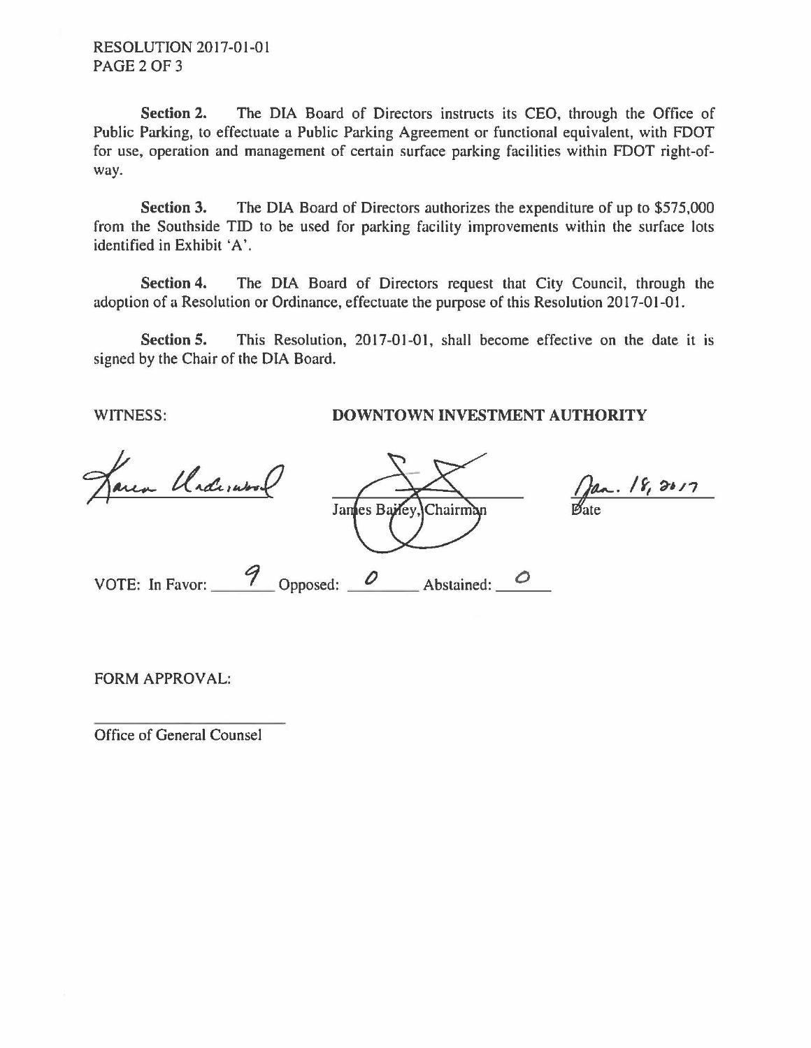**Section 2.** The DIA Board of Directors instructs its CEO, through the Office of Public Parking, to effectuate a Public Parking Agreement or functional equivalent, with FDOT for use, operation and management of certain surface parking facilities within FDOT right-of-way.

**Section 3.** The DIA Board of Directors authorizes the expenditure of up to $575,000 from the Southside TID to be used for parking facility improvements within the surface lots identified in Exhibit 'A'.

**Section 4.** The DIA Board of Directors request that City Council, through the adoption of a Resolution or Ordinance, effectuate the purpose of this Resolution 2017-01-01.

**Section 5.** This Resolution, 2017-01-01, shall become effective on the date it is signed by the Chair of the DIA Board.

WITNESS: **DOWNTOWN INVESTMENT AUTHORITY**

Karen Underwood

James Bailey, Chairman

Jan. 18, 2017
Date

VOTE: In Favor: 9 Opposed: 0 Abstained: 0

FORM APPROVAL:

Office of General Counsel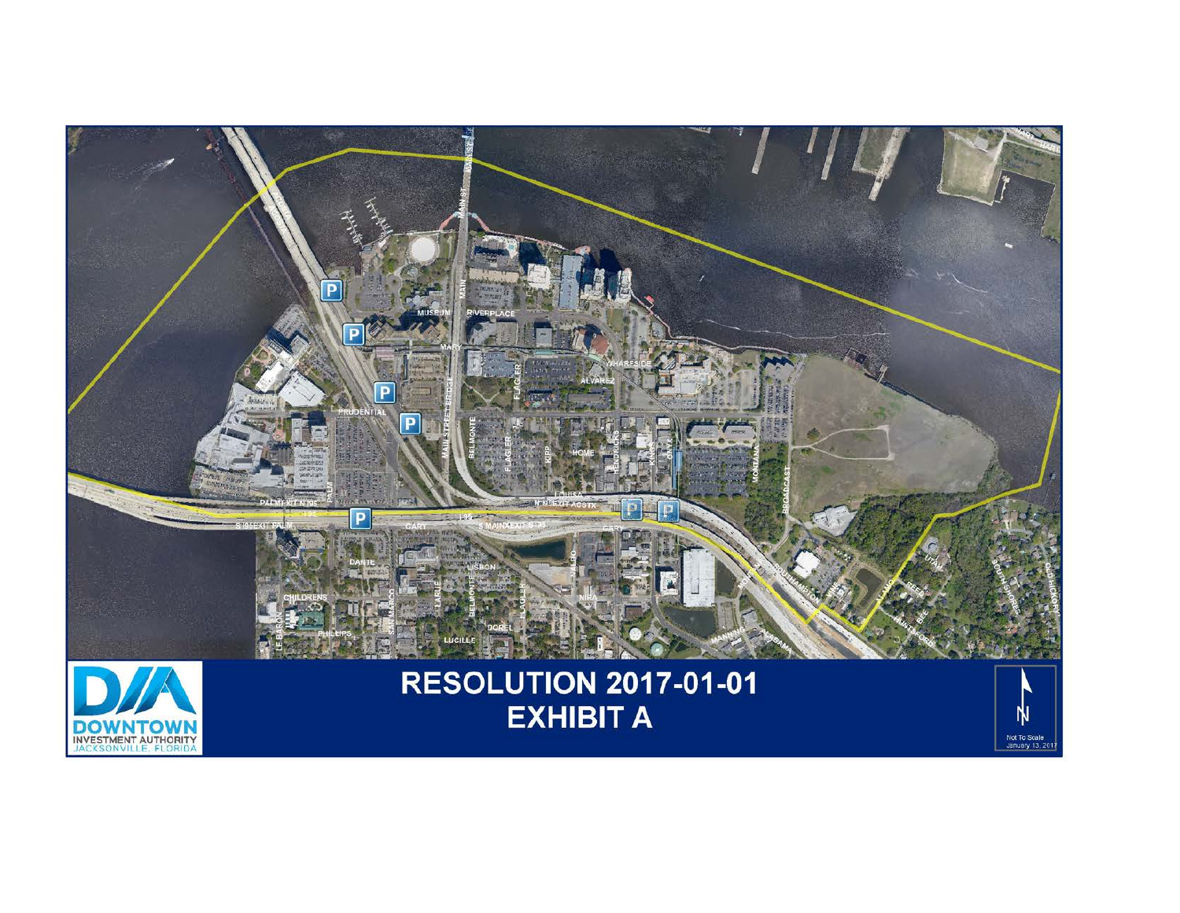# RESOLUTION 2017-01-01
# EXHIBIT A

DOWNTOWN INVESTMENT AUTHORITY
JACKSONVILLE, FLORIDA

Not To Scale
January 13, 2017